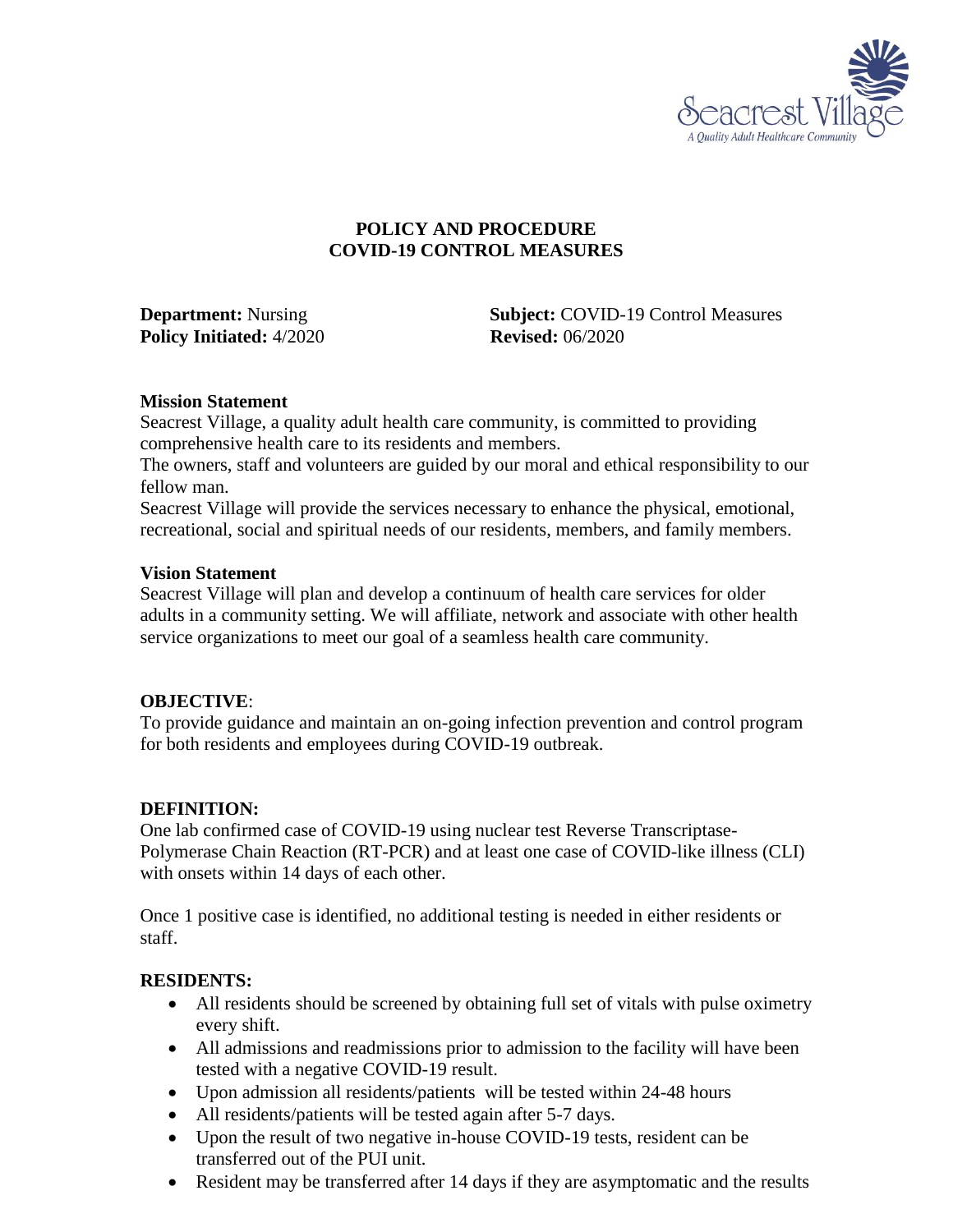Seacrest Village
A Quality Adult Healthcare Community

# POLICY AND PROCEDURE
# COVID-19 CONTROL MEASURES

**Department:** Nursing **Subject:** COVID-19 Control Measures
**Policy Initiated:** 4/2020 **Revised:** 06/2020

**Mission Statement**
Seacrest Village, a quality adult health care community, is committed to providing comprehensive health care to its residents and members.
The owners, staff and volunteers are guided by our moral and ethical responsibility to our fellow man.
Seacrest Village will provide the services necessary to enhance the physical, emotional, recreational, social and spiritual needs of our residents, members, and family members.

**Vision Statement**
Seacrest Village will plan and develop a continuum of health care services for older adults in a community setting. We will affiliate, network and associate with other health service organizations to meet our goal of a seamless health care community.

**OBJECTIVE**:
To provide guidance and maintain an on-going infection prevention and control program for both residents and employees during COVID-19 outbreak.

**DEFINITION:**
One lab confirmed case of COVID-19 using nuclear test Reverse Transcriptase-Polymerase Chain Reaction (RT-PCR) and at least one case of COVID-like illness (CLI) with onsets within 14 days of each other.

Once 1 positive case is identified, no additional testing is needed in either residents or staff.

**RESIDENTS:**

- All residents should be screened by obtaining full set of vitals with pulse oximetry every shift.
- All admissions and readmissions prior to admission to the facility will have been tested with a negative COVID-19 result.
- Upon admission all residents/patients will be tested within 24-48 hours
- All residents/patients will be tested again after 5-7 days.
- Upon the result of two negative in-house COVID-19 tests, resident can be transferred out of the PUI unit.
- Resident may be transferred after 14 days if they are asymptomatic and the results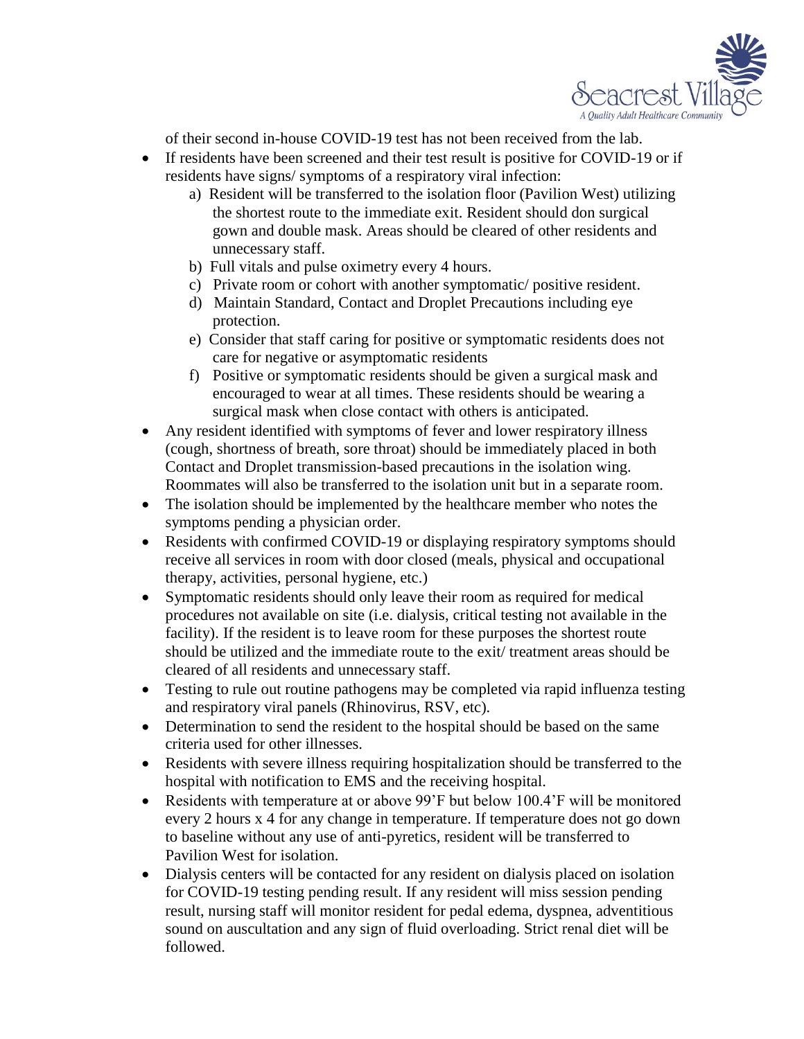of their second in-house COVID-19 test has not been received from the lab.

- If residents have been screened and their test result is positive for COVID-19 or if residents have signs/ symptoms of a respiratory viral infection:
  - a) Resident will be transferred to the isolation floor (Pavilion West) utilizing the shortest route to the immediate exit. Resident should don surgical gown and double mask. Areas should be cleared of other residents and unnecessary staff.
  - b) Full vitals and pulse oximetry every 4 hours.
  - c) Private room or cohort with another symptomatic/ positive resident.
  - d) Maintain Standard, Contact and Droplet Precautions including eye protection.
  - e) Consider that staff caring for positive or symptomatic residents does not care for negative or asymptomatic residents
  - f) Positive or symptomatic residents should be given a surgical mask and encouraged to wear at all times. These residents should be wearing a surgical mask when close contact with others is anticipated.
- Any resident identified with symptoms of fever and lower respiratory illness (cough, shortness of breath, sore throat) should be immediately placed in both Contact and Droplet transmission-based precautions in the isolation wing. Roommates will also be transferred to the isolation unit but in a separate room.
- The isolation should be implemented by the healthcare member who notes the symptoms pending a physician order.
- Residents with confirmed COVID-19 or displaying respiratory symptoms should receive all services in room with door closed (meals, physical and occupational therapy, activities, personal hygiene, etc.)
- Symptomatic residents should only leave their room as required for medical procedures not available on site (i.e. dialysis, critical testing not available in the facility). If the resident is to leave room for these purposes the shortest route should be utilized and the immediate route to the exit/ treatment areas should be cleared of all residents and unnecessary staff.
- Testing to rule out routine pathogens may be completed via rapid influenza testing and respiratory viral panels (Rhinovirus, RSV, etc).
- Determination to send the resident to the hospital should be based on the same criteria used for other illnesses.
- Residents with severe illness requiring hospitalization should be transferred to the hospital with notification to EMS and the receiving hospital.
- Residents with temperature at or above 99'F but below 100.4'F will be monitored every 2 hours x 4 for any change in temperature. If temperature does not go down to baseline without any use of anti-pyretics, resident will be transferred to Pavilion West for isolation.
- Dialysis centers will be contacted for any resident on dialysis placed on isolation for COVID-19 testing pending result. If any resident will miss session pending result, nursing staff will monitor resident for pedal edema, dyspnea, adventitious sound on auscultation and any sign of fluid overloading. Strict renal diet will be followed.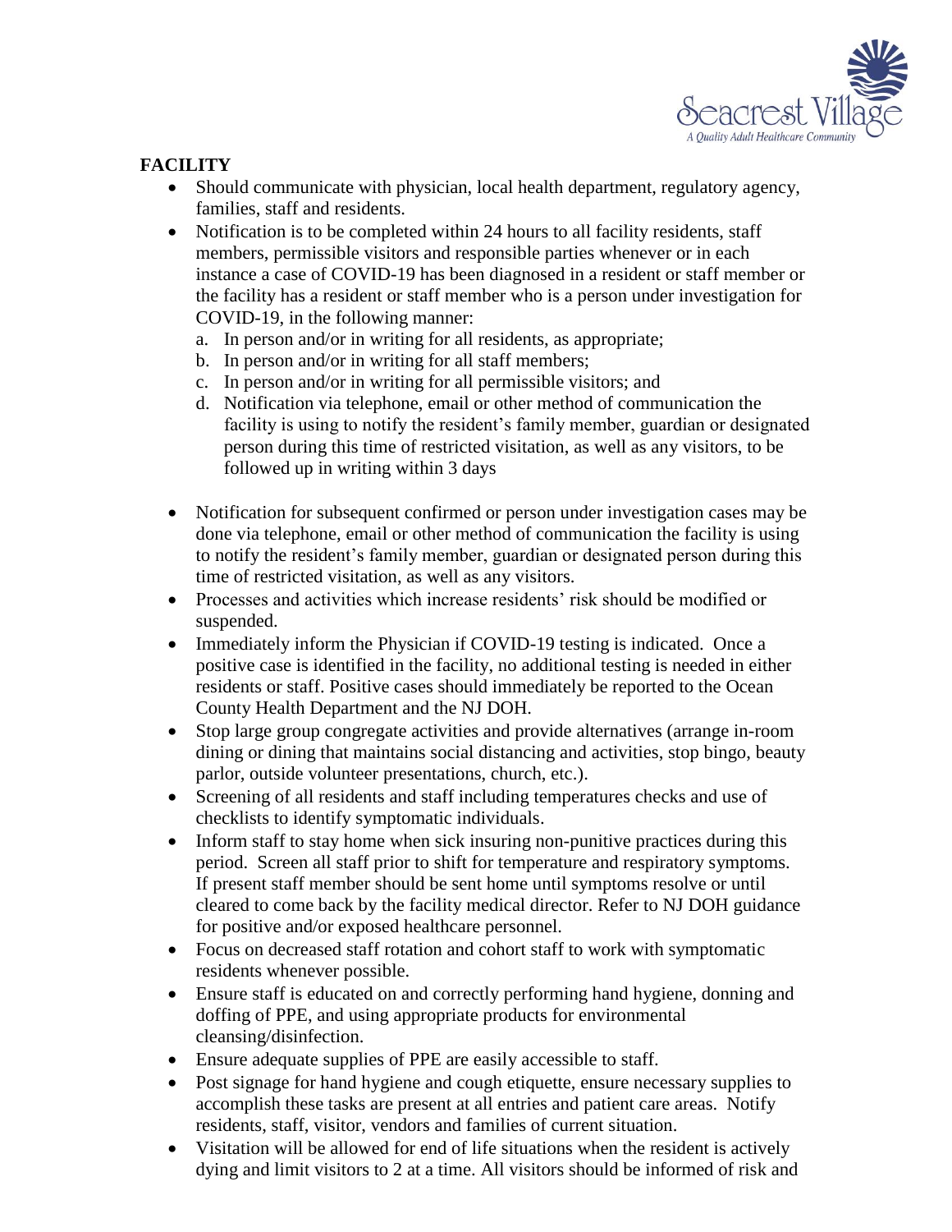## FACILITY

- Should communicate with physician, local health department, regulatory agency, families, staff and residents.
- Notification is to be completed within 24 hours to all facility residents, staff members, permissible visitors and responsible parties whenever or in each instance a case of COVID-19 has been diagnosed in a resident or staff member or the facility has a resident or staff member who is a person under investigation for COVID-19, in the following manner:
  a. In person and/or in writing for all residents, as appropriate;
  b. In person and/or in writing for all staff members;
  c. In person and/or in writing for all permissible visitors; and
  d. Notification via telephone, email or other method of communication the facility is using to notify the resident's family member, guardian or designated person during this time of restricted visitation, as well as any visitors, to be followed up in writing within 3 days
- Notification for subsequent confirmed or person under investigation cases may be done via telephone, email or other method of communication the facility is using to notify the resident's family member, guardian or designated person during this time of restricted visitation, as well as any visitors.
- Processes and activities which increase residents' risk should be modified or suspended.
- Immediately inform the Physician if COVID-19 testing is indicated. Once a positive case is identified in the facility, no additional testing is needed in either residents or staff. Positive cases should immediately be reported to the Ocean County Health Department and the NJ DOH.
- Stop large group congregate activities and provide alternatives (arrange in-room dining or dining that maintains social distancing and activities, stop bingo, beauty parlor, outside volunteer presentations, church, etc.).
- Screening of all residents and staff including temperatures checks and use of checklists to identify symptomatic individuals.
- Inform staff to stay home when sick insuring non-punitive practices during this period. Screen all staff prior to shift for temperature and respiratory symptoms. If present staff member should be sent home until symptoms resolve or until cleared to come back by the facility medical director. Refer to NJ DOH guidance for positive and/or exposed healthcare personnel.
- Focus on decreased staff rotation and cohort staff to work with symptomatic residents whenever possible.
- Ensure staff is educated on and correctly performing hand hygiene, donning and doffing of PPE, and using appropriate products for environmental cleansing/disinfection.
- Ensure adequate supplies of PPE are easily accessible to staff.
- Post signage for hand hygiene and cough etiquette, ensure necessary supplies to accomplish these tasks are present at all entries and patient care areas. Notify residents, staff, visitor, vendors and families of current situation.
- Visitation will be allowed for end of life situations when the resident is actively dying and limit visitors to 2 at a time. All visitors should be informed of risk and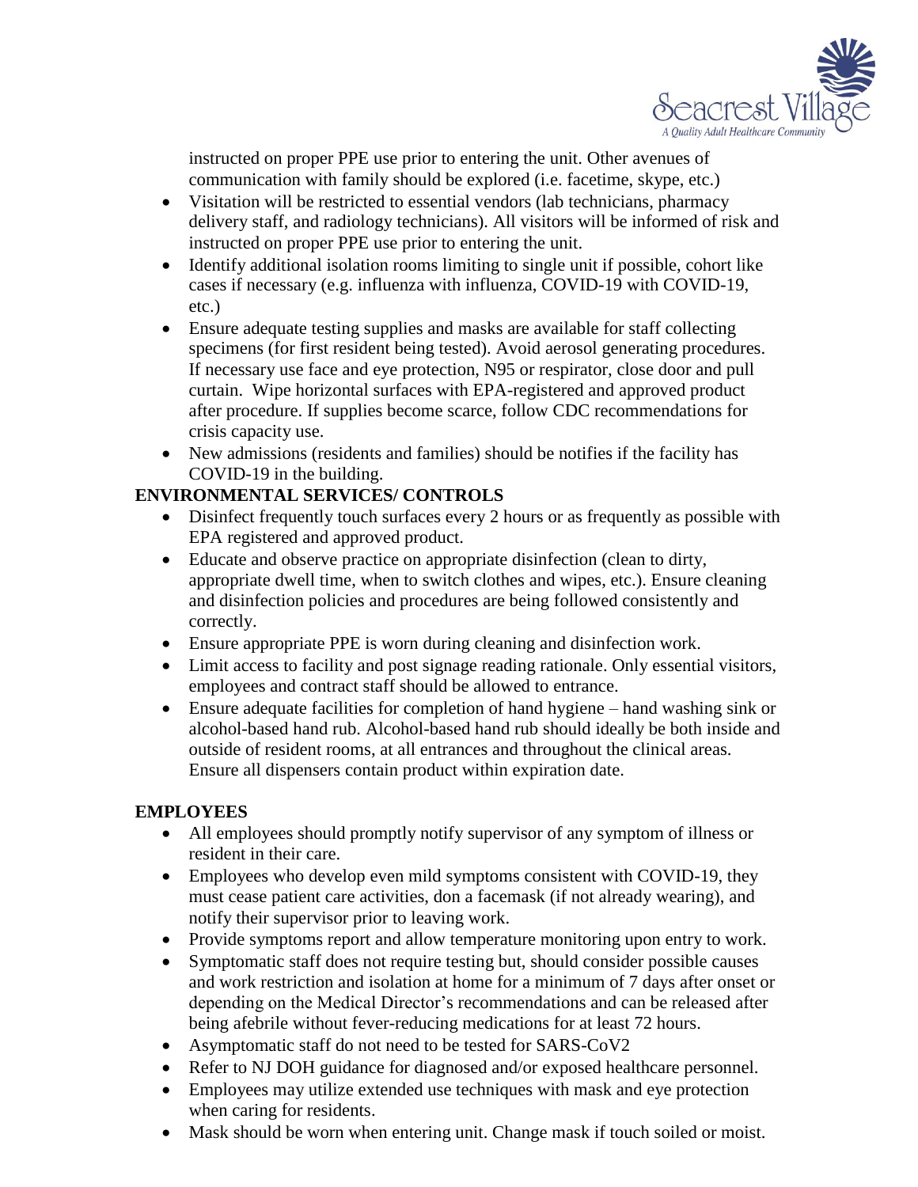instructed on proper PPE use prior to entering the unit. Other avenues of communication with family should be explored (i.e. facetime, skype, etc.)

- Visitation will be restricted to essential vendors (lab technicians, pharmacy delivery staff, and radiology technicians). All visitors will be informed of risk and instructed on proper PPE use prior to entering the unit.
- Identify additional isolation rooms limiting to single unit if possible, cohort like cases if necessary (e.g. influenza with influenza, COVID-19 with COVID-19, etc.)
- Ensure adequate testing supplies and masks are available for staff collecting specimens (for first resident being tested). Avoid aerosol generating procedures. If necessary use face and eye protection, N95 or respirator, close door and pull curtain. Wipe horizontal surfaces with EPA-registered and approved product after procedure. If supplies become scarce, follow CDC recommendations for crisis capacity use.
- New admissions (residents and families) should be notifies if the facility has COVID-19 in the building.

**ENVIRONMENTAL SERVICES/ CONTROLS**

- Disinfect frequently touch surfaces every 2 hours or as frequently as possible with EPA registered and approved product.
- Educate and observe practice on appropriate disinfection (clean to dirty, appropriate dwell time, when to switch clothes and wipes, etc.). Ensure cleaning and disinfection policies and procedures are being followed consistently and correctly.
- Ensure appropriate PPE is worn during cleaning and disinfection work.
- Limit access to facility and post signage reading rationale. Only essential visitors, employees and contract staff should be allowed to entrance.
- Ensure adequate facilities for completion of hand hygiene – hand washing sink or alcohol-based hand rub. Alcohol-based hand rub should ideally be both inside and outside of resident rooms, at all entrances and throughout the clinical areas. Ensure all dispensers contain product within expiration date.

**EMPLOYEES**

- All employees should promptly notify supervisor of any symptom of illness or resident in their care.
- Employees who develop even mild symptoms consistent with COVID-19, they must cease patient care activities, don a facemask (if not already wearing), and notify their supervisor prior to leaving work.
- Provide symptoms report and allow temperature monitoring upon entry to work.
- Symptomatic staff does not require testing but, should consider possible causes and work restriction and isolation at home for a minimum of 7 days after onset or depending on the Medical Director's recommendations and can be released after being afebrile without fever-reducing medications for at least 72 hours.
- Asymptomatic staff do not need to be tested for SARS-CoV2
- Refer to NJ DOH guidance for diagnosed and/or exposed healthcare personnel.
- Employees may utilize extended use techniques with mask and eye protection when caring for residents.
- Mask should be worn when entering unit. Change mask if touch soiled or moist.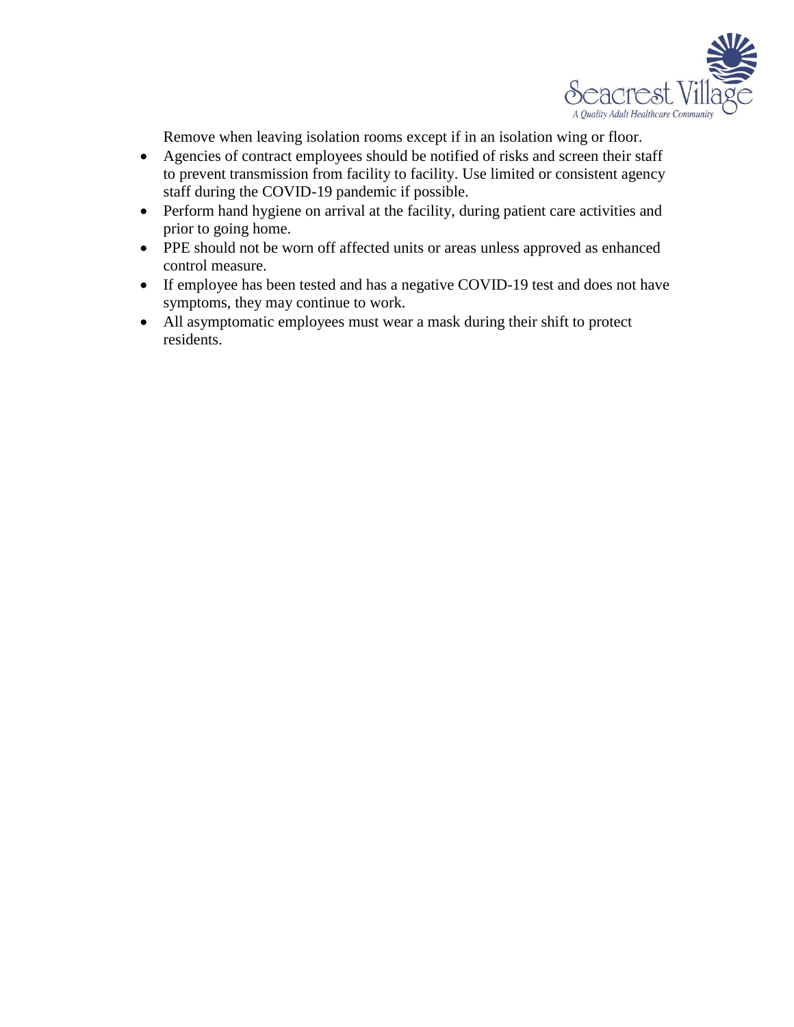Remove when leaving isolation rooms except if in an isolation wing or floor.

- Agencies of contract employees should be notified of risks and screen their staff to prevent transmission from facility to facility. Use limited or consistent agency staff during the COVID-19 pandemic if possible.
- Perform hand hygiene on arrival at the facility, during patient care activities and prior to going home.
- PPE should not be worn off affected units or areas unless approved as enhanced control measure.
- If employee has been tested and has a negative COVID-19 test and does not have symptoms, they may continue to work.
- All asymptomatic employees must wear a mask during their shift to protect residents.